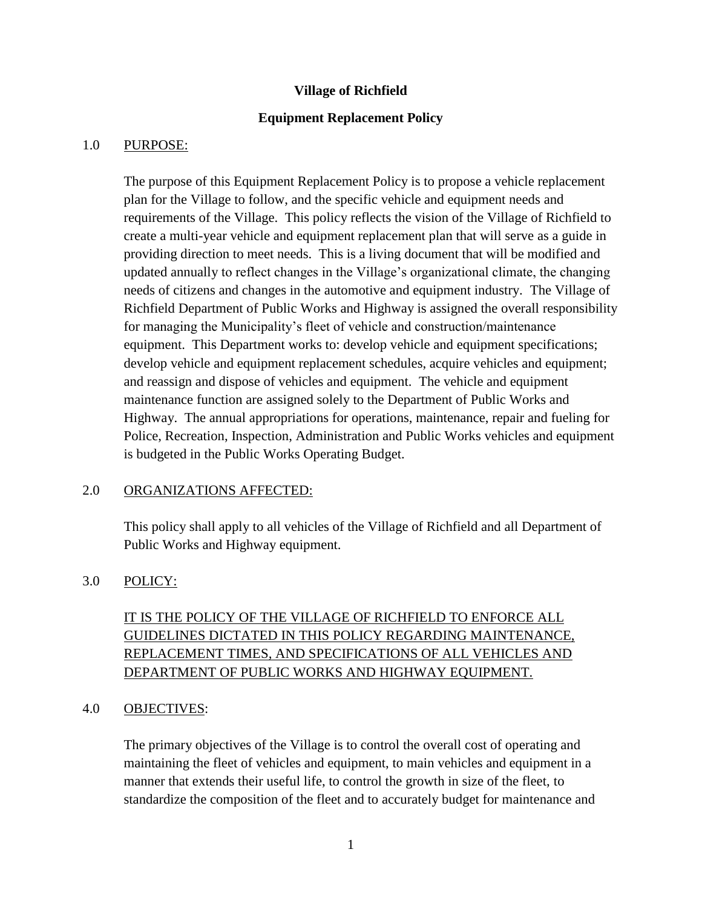# Village of Richfield

## Equipment Replacement Policy

### 1.0 PURPOSE:

The purpose of this Equipment Replacement Policy is to propose a vehicle replacement plan for the Village to follow, and the specific vehicle and equipment needs and requirements of the Village. This policy reflects the vision of the Village of Richfield to create a multi-year vehicle and equipment replacement plan that will serve as a guide in providing direction to meet needs. This is a living document that will be modified and updated annually to reflect changes in the Village's organizational climate, the changing needs of citizens and changes in the automotive and equipment industry. The Village of Richfield Department of Public Works and Highway is assigned the overall responsibility for managing the Municipality's fleet of vehicle and construction/maintenance equipment. This Department works to: develop vehicle and equipment specifications; develop vehicle and equipment replacement schedules, acquire vehicles and equipment; and reassign and dispose of vehicles and equipment. The vehicle and equipment maintenance function are assigned solely to the Department of Public Works and Highway. The annual appropriations for operations, maintenance, repair and fueling for Police, Recreation, Inspection, Administration and Public Works vehicles and equipment is budgeted in the Public Works Operating Budget.

### 2.0 ORGANIZATIONS AFFECTED:

This policy shall apply to all vehicles of the Village of Richfield and all Department of Public Works and Highway equipment.

### 3.0 POLICY:

IT IS THE POLICY OF THE VILLAGE OF RICHFIELD TO ENFORCE ALL GUIDELINES DICTATED IN THIS POLICY REGARDING MAINTENANCE, REPLACEMENT TIMES, AND SPECIFICATIONS OF ALL VEHICLES AND DEPARTMENT OF PUBLIC WORKS AND HIGHWAY EQUIPMENT.

### 4.0 OBJECTIVES:

The primary objectives of the Village is to control the overall cost of operating and maintaining the fleet of vehicles and equipment, to main vehicles and equipment in a manner that extends their useful life, to control the growth in size of the fleet, to standardize the composition of the fleet and to accurately budget for maintenance and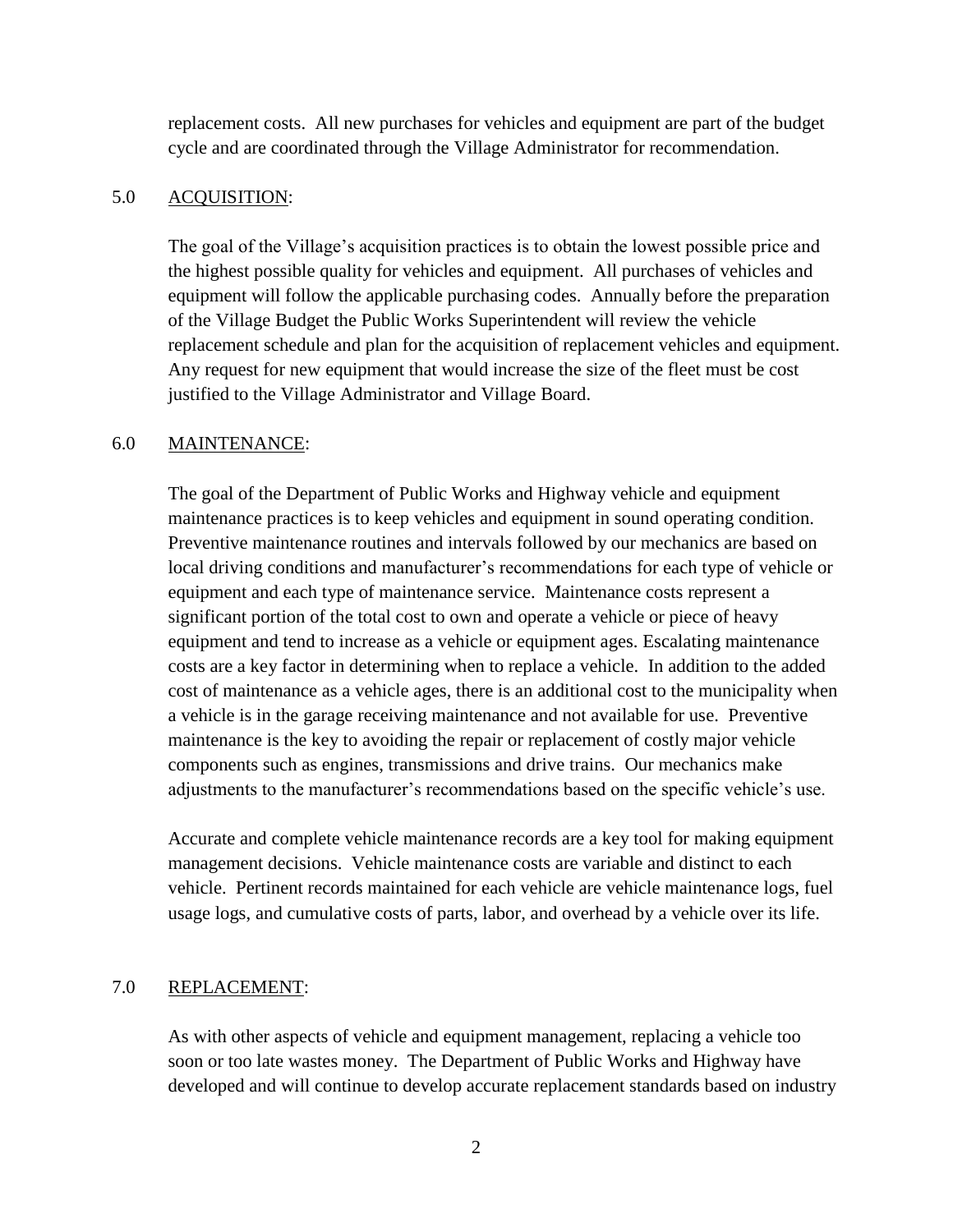replacement costs. All new purchases for vehicles and equipment are part of the budget cycle and are coordinated through the Village Administrator for recommendation.

## 5.0 ACQUISITION:

The goal of the Village's acquisition practices is to obtain the lowest possible price and the highest possible quality for vehicles and equipment. All purchases of vehicles and equipment will follow the applicable purchasing codes. Annually before the preparation of the Village Budget the Public Works Superintendent will review the vehicle replacement schedule and plan for the acquisition of replacement vehicles and equipment. Any request for new equipment that would increase the size of the fleet must be cost justified to the Village Administrator and Village Board.

## 6.0 MAINTENANCE:

The goal of the Department of Public Works and Highway vehicle and equipment maintenance practices is to keep vehicles and equipment in sound operating condition. Preventive maintenance routines and intervals followed by our mechanics are based on local driving conditions and manufacturer's recommendations for each type of vehicle or equipment and each type of maintenance service. Maintenance costs represent a significant portion of the total cost to own and operate a vehicle or piece of heavy equipment and tend to increase as a vehicle or equipment ages. Escalating maintenance costs are a key factor in determining when to replace a vehicle. In addition to the added cost of maintenance as a vehicle ages, there is an additional cost to the municipality when a vehicle is in the garage receiving maintenance and not available for use. Preventive maintenance is the key to avoiding the repair or replacement of costly major vehicle components such as engines, transmissions and drive trains. Our mechanics make adjustments to the manufacturer's recommendations based on the specific vehicle's use.

Accurate and complete vehicle maintenance records are a key tool for making equipment management decisions. Vehicle maintenance costs are variable and distinct to each vehicle. Pertinent records maintained for each vehicle are vehicle maintenance logs, fuel usage logs, and cumulative costs of parts, labor, and overhead by a vehicle over its life.

## 7.0 REPLACEMENT:

As with other aspects of vehicle and equipment management, replacing a vehicle too soon or too late wastes money. The Department of Public Works and Highway have developed and will continue to develop accurate replacement standards based on industry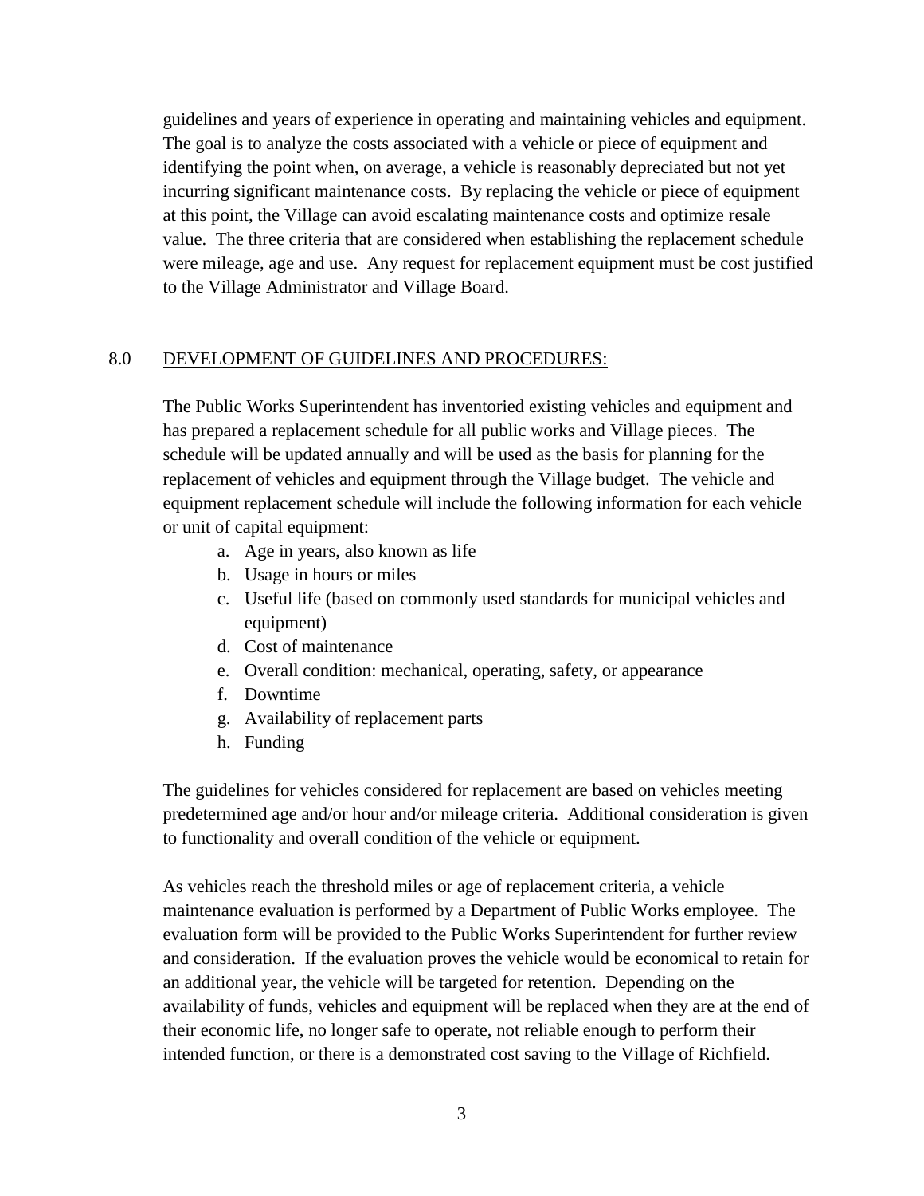guidelines and years of experience in operating and maintaining vehicles and equipment. The goal is to analyze the costs associated with a vehicle or piece of equipment and identifying the point when, on average, a vehicle is reasonably depreciated but not yet incurring significant maintenance costs. By replacing the vehicle or piece of equipment at this point, the Village can avoid escalating maintenance costs and optimize resale value. The three criteria that are considered when establishing the replacement schedule were mileage, age and use. Any request for replacement equipment must be cost justified to the Village Administrator and Village Board.

## 8.0 DEVELOPMENT OF GUIDELINES AND PROCEDURES:

The Public Works Superintendent has inventoried existing vehicles and equipment and has prepared a replacement schedule for all public works and Village pieces. The schedule will be updated annually and will be used as the basis for planning for the replacement of vehicles and equipment through the Village budget. The vehicle and equipment replacement schedule will include the following information for each vehicle or unit of capital equipment:

a. Age in years, also known as life
b. Usage in hours or miles
c. Useful life (based on commonly used standards for municipal vehicles and equipment)
d. Cost of maintenance
e. Overall condition: mechanical, operating, safety, or appearance
f. Downtime
g. Availability of replacement parts
h. Funding

The guidelines for vehicles considered for replacement are based on vehicles meeting predetermined age and/or hour and/or mileage criteria. Additional consideration is given to functionality and overall condition of the vehicle or equipment.

As vehicles reach the threshold miles or age of replacement criteria, a vehicle maintenance evaluation is performed by a Department of Public Works employee. The evaluation form will be provided to the Public Works Superintendent for further review and consideration. If the evaluation proves the vehicle would be economical to retain for an additional year, the vehicle will be targeted for retention. Depending on the availability of funds, vehicles and equipment will be replaced when they are at the end of their economic life, no longer safe to operate, not reliable enough to perform their intended function, or there is a demonstrated cost saving to the Village of Richfield.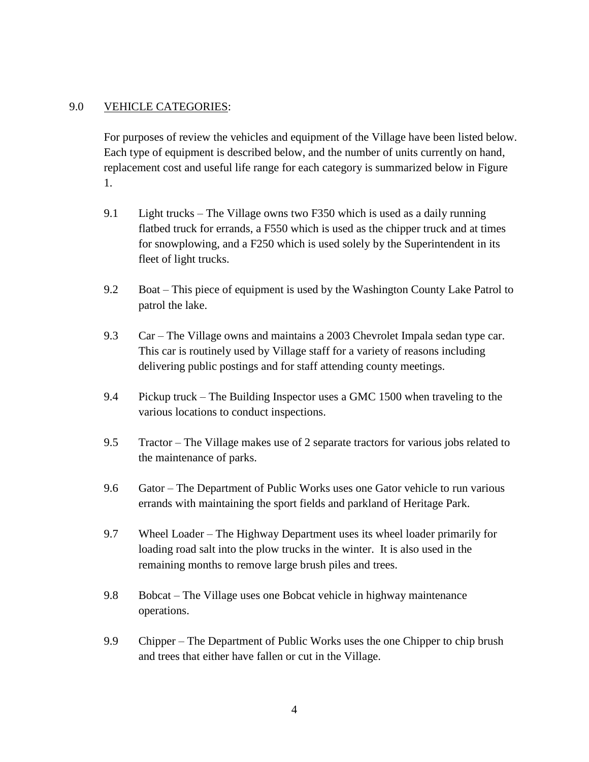9.0 VEHICLE CATEGORIES:

For purposes of review the vehicles and equipment of the Village have been listed below. Each type of equipment is described below, and the number of units currently on hand, replacement cost and useful life range for each category is summarized below in Figure 1.

9.1 Light trucks – The Village owns two F350 which is used as a daily running flatbed truck for errands, a F550 which is used as the chipper truck and at times for snowplowing, and a F250 which is used solely by the Superintendent in its fleet of light trucks.

9.2 Boat – This piece of equipment is used by the Washington County Lake Patrol to patrol the lake.

9.3 Car – The Village owns and maintains a 2003 Chevrolet Impala sedan type car. This car is routinely used by Village staff for a variety of reasons including delivering public postings and for staff attending county meetings.

9.4 Pickup truck – The Building Inspector uses a GMC 1500 when traveling to the various locations to conduct inspections.

9.5 Tractor – The Village makes use of 2 separate tractors for various jobs related to the maintenance of parks.

9.6 Gator – The Department of Public Works uses one Gator vehicle to run various errands with maintaining the sport fields and parkland of Heritage Park.

9.7 Wheel Loader – The Highway Department uses its wheel loader primarily for loading road salt into the plow trucks in the winter. It is also used in the remaining months to remove large brush piles and trees.

9.8 Bobcat – The Village uses one Bobcat vehicle in highway maintenance operations.

9.9 Chipper – The Department of Public Works uses the one Chipper to chip brush and trees that either have fallen or cut in the Village.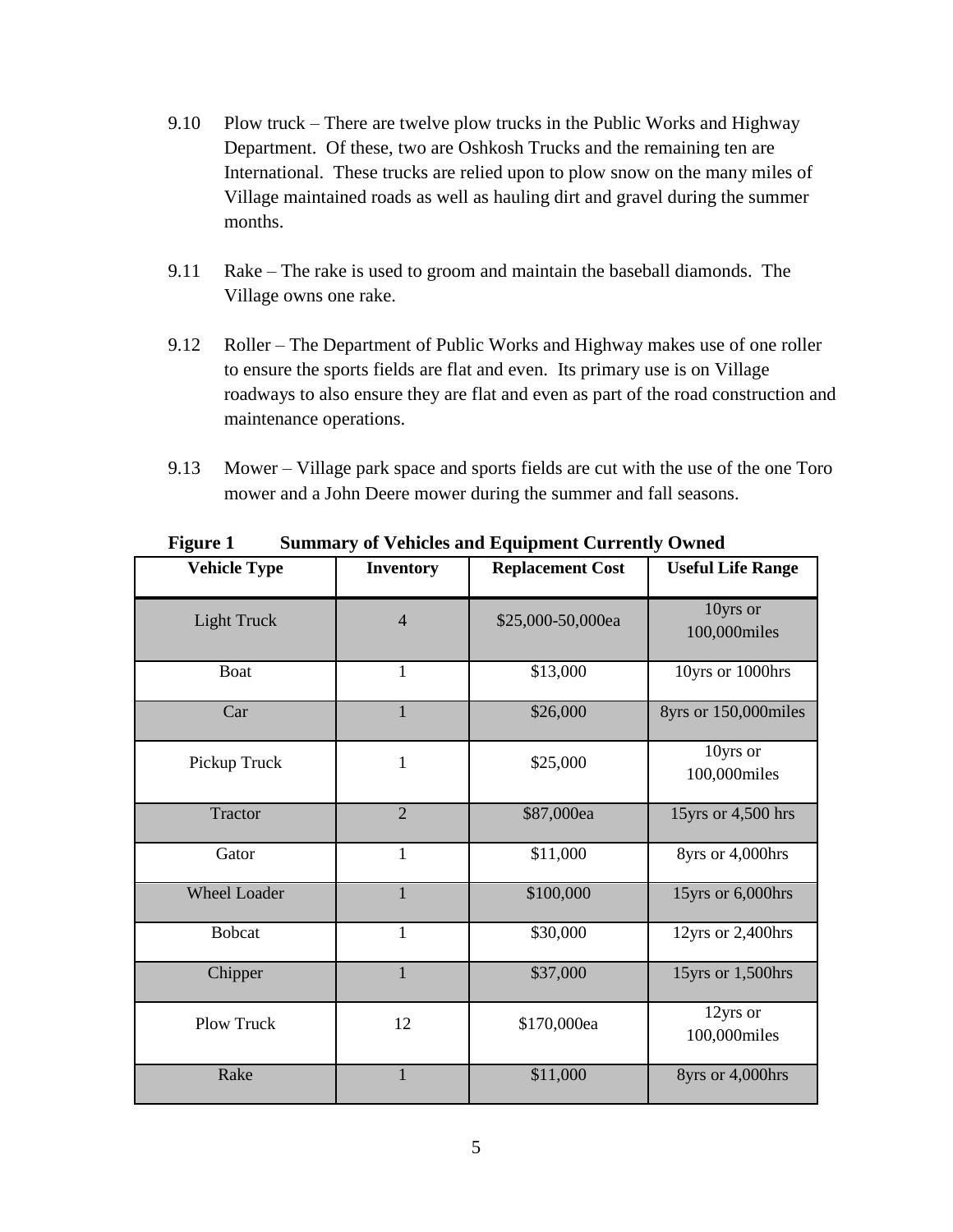9.10 Plow truck – There are twelve plow trucks in the Public Works and Highway Department. Of these, two are Oshkosh Trucks and the remaining ten are International. These trucks are relied upon to plow snow on the many miles of Village maintained roads as well as hauling dirt and gravel during the summer months.

9.11 Rake – The rake is used to groom and maintain the baseball diamonds. The Village owns one rake.

9.12 Roller – The Department of Public Works and Highway makes use of one roller to ensure the sports fields are flat and even. Its primary use is on Village roadways to also ensure they are flat and even as part of the road construction and maintenance operations.

9.13 Mower – Village park space and sports fields are cut with the use of the one Toro mower and a John Deere mower during the summer and fall seasons.

**Figure 1 Summary of Vehicles and Equipment Currently Owned**

| Vehicle Type | Inventory | Replacement Cost | Useful Life Range |
|---|---|---|---|
| Light Truck | 4 | $25,000-50,000ea | 10yrs or 100,000miles |
| Boat | 1 | $13,000 | 10yrs or 1000hrs |
| Car | 1 | $26,000 | 8yrs or 150,000miles |
| Pickup Truck | 1 | $25,000 | 10yrs or 100,000miles |
| Tractor | 2 | $87,000ea | 15yrs or 4,500 hrs |
| Gator | 1 | $11,000 | 8yrs or 4,000hrs |
| Wheel Loader | 1 | $100,000 | 15yrs or 6,000hrs |
| Bobcat | 1 | $30,000 | 12yrs or 2,400hrs |
| Chipper | 1 | $37,000 | 15yrs or 1,500hrs |
| Plow Truck | 12 | $170,000ea | 12yrs or 100,000miles |
| Rake | 1 | $11,000 | 8yrs or 4,000hrs |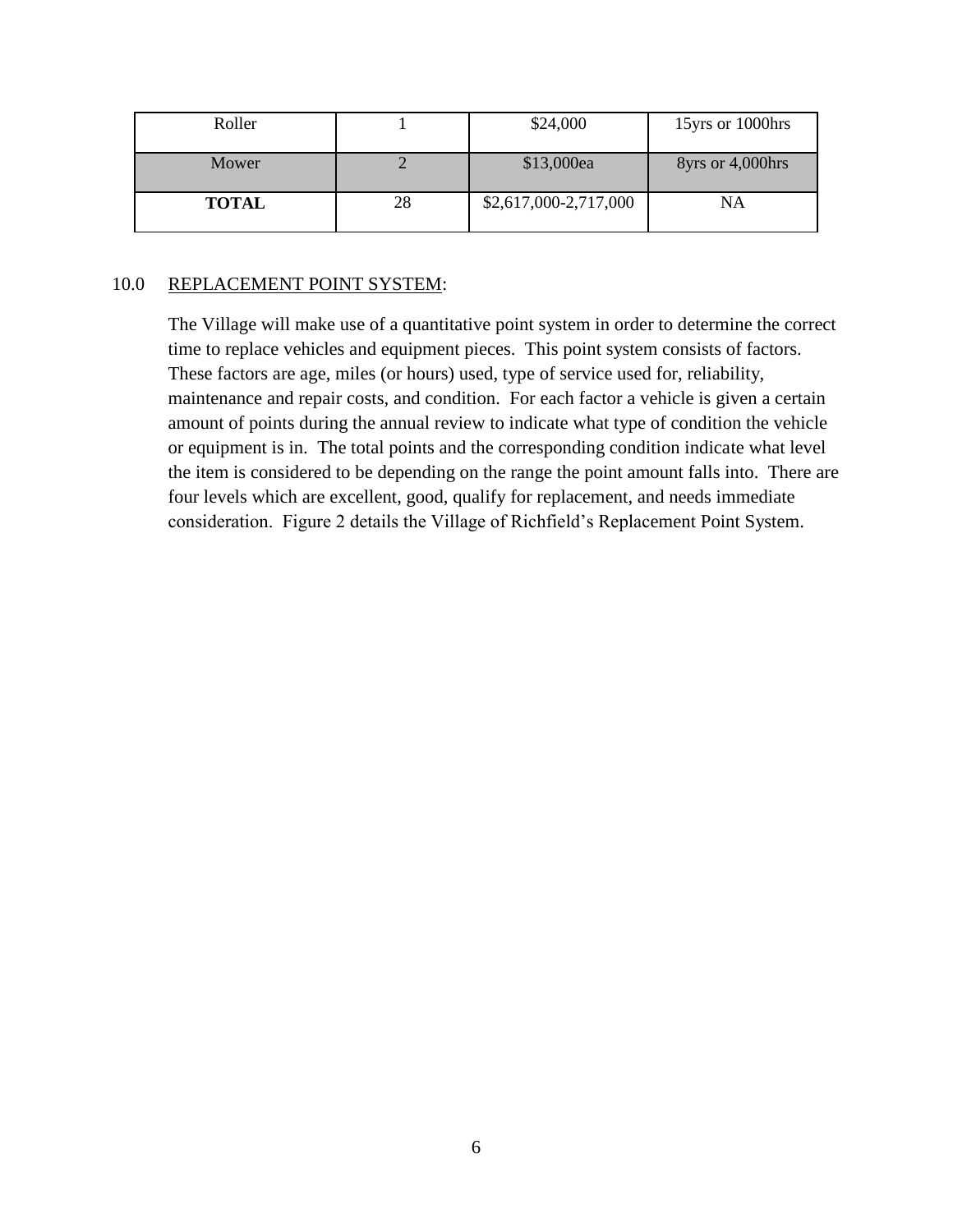| Roller | 1 | $24,000 | 15yrs or 1000hrs |
|---|---|---|---|
| Mower | 2 | $13,000ea | 8yrs or 4,000hrs |
| **TOTAL** | 28 | $2,617,000-2,717,000 | NA |

## 10.0 REPLACEMENT POINT SYSTEM:

The Village will make use of a quantitative point system in order to determine the correct time to replace vehicles and equipment pieces. This point system consists of factors. These factors are age, miles (or hours) used, type of service used for, reliability, maintenance and repair costs, and condition. For each factor a vehicle is given a certain amount of points during the annual review to indicate what type of condition the vehicle or equipment is in. The total points and the corresponding condition indicate what level the item is considered to be depending on the range the point amount falls into. There are four levels which are excellent, good, qualify for replacement, and needs immediate consideration. Figure 2 details the Village of Richfield's Replacement Point System.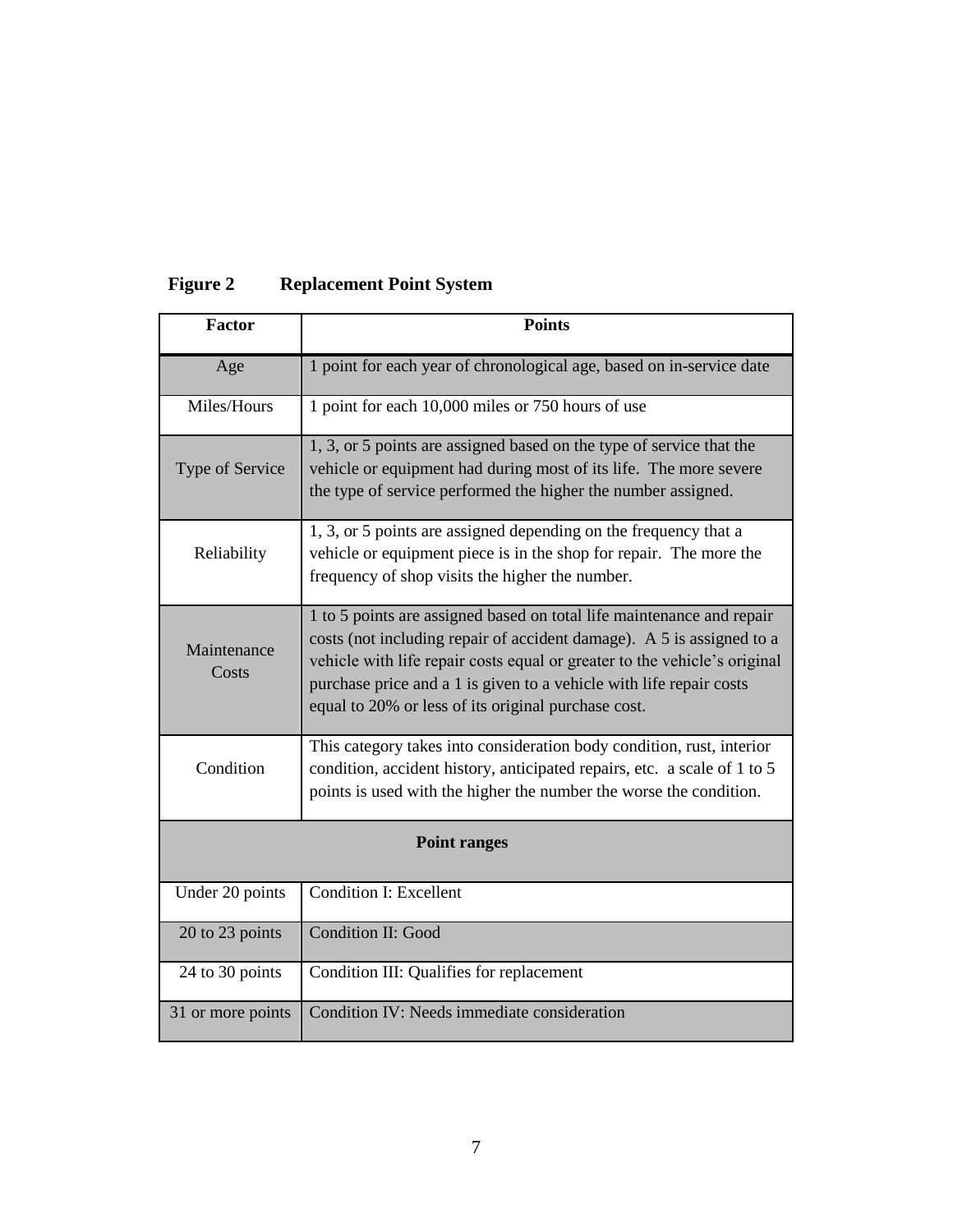**Figure 2 Replacement Point System**

| Factor | Points |
|---|---|
| Age | 1 point for each year of chronological age, based on in-service date |
| Miles/Hours | 1 point for each 10,000 miles or 750 hours of use |
| Type of Service | 1, 3, or 5 points are assigned based on the type of service that the vehicle or equipment had during most of its life. The more severe the type of service performed the higher the number assigned. |
| Reliability | 1, 3, or 5 points are assigned depending on the frequency that a vehicle or equipment piece is in the shop for repair. The more the frequency of shop visits the higher the number. |
| Maintenance Costs | 1 to 5 points are assigned based on total life maintenance and repair costs (not including repair of accident damage). A 5 is assigned to a vehicle with life repair costs equal or greater to the vehicle's original purchase price and a 1 is given to a vehicle with life repair costs equal to 20% or less of its original purchase cost. |
| Condition | This category takes into consideration body condition, rust, interior condition, accident history, anticipated repairs, etc. a scale of 1 to 5 points is used with the higher the number the worse the condition. |
| **Point ranges** | |
| Under 20 points | Condition I: Excellent |
| 20 to 23 points | Condition II: Good |
| 24 to 30 points | Condition III: Qualifies for replacement |
| 31 or more points | Condition IV: Needs immediate consideration |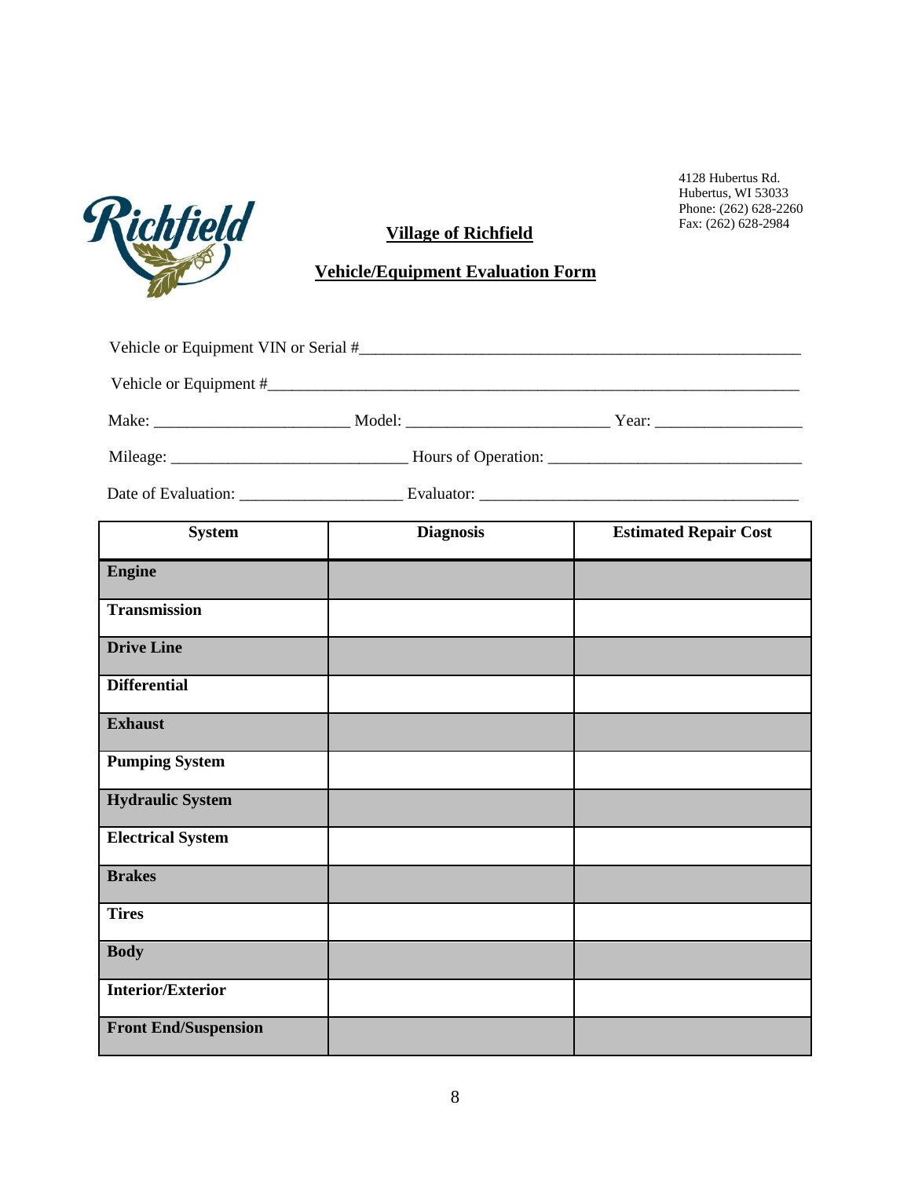4128 Hubertus Rd.
Hubertus, WI 53033
Phone: (262) 628-2260
Fax: (262) 628-2984

# Village of Richfield

## Vehicle/Equipment Evaluation Form

Vehicle or Equipment VIN or Serial #\_\_\_\_\_\_\_\_\_\_\_\_\_\_\_\_\_\_\_\_\_\_\_\_\_\_\_\_\_\_\_\_\_\_\_\_\_\_\_\_\_\_\_\_\_\_\_\_\_\_\_\_\_\_\_\_

Vehicle or Equipment #\_\_\_\_\_\_\_\_\_\_\_\_\_\_\_\_\_\_\_\_\_\_\_\_\_\_\_\_\_\_\_\_\_\_\_\_\_\_\_\_\_\_\_\_\_\_\_\_\_\_\_\_\_\_\_\_\_\_\_\_\_\_\_\_\_\_

Make: \_\_\_\_\_\_\_\_\_\_\_\_\_\_\_\_\_\_\_\_\_\_\_\_\_ Model: \_\_\_\_\_\_\_\_\_\_\_\_\_\_\_\_\_\_\_\_\_\_\_\_\_\_ Year: \_\_\_\_\_\_\_\_\_\_\_\_\_\_\_\_\_\_\_

Mileage: \_\_\_\_\_\_\_\_\_\_\_\_\_\_\_\_\_\_\_\_\_\_\_\_\_\_\_\_\_\_ Hours of Operation: \_\_\_\_\_\_\_\_\_\_\_\_\_\_\_\_\_\_\_\_\_\_\_\_\_\_\_\_\_\_\_\_\_

Date of Evaluation: \_\_\_\_\_\_\_\_\_\_\_\_\_\_\_\_\_\_\_\_ Evaluator: \_\_\_\_\_\_\_\_\_\_\_\_\_\_\_\_\_\_\_\_\_\_\_\_\_\_\_\_\_\_\_\_\_\_\_\_\_\_\_\_

| System | Diagnosis | Estimated Repair Cost |
|---|---|---|
| **Engine** | | |
| **Transmission** | | |
| **Drive Line** | | |
| **Differential** | | |
| **Exhaust** | | |
| **Pumping System** | | |
| **Hydraulic System** | | |
| **Electrical System** | | |
| **Brakes** | | |
| **Tires** | | |
| **Body** | | |
| **Interior/Exterior** | | |
| **Front End/Suspension** | | |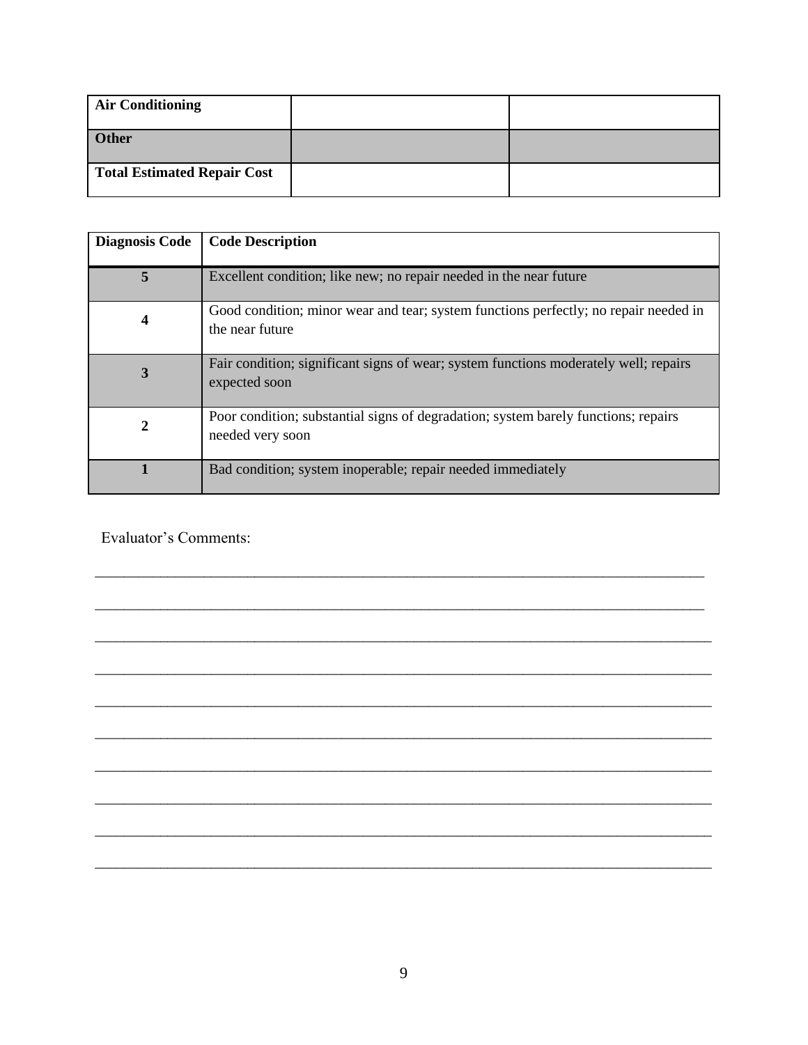| Air Conditioning | | |
|---|---|---|
| **Other** | | |
| **Total Estimated Repair Cost** | | |

| Diagnosis Code | Code Description |
|---|---|
| **5** | Excellent condition; like new; no repair needed in the near future |
| **4** | Good condition; minor wear and tear; system functions perfectly; no repair needed in the near future |
| **3** | Fair condition; significant signs of wear; system functions moderately well; repairs expected soon |
| **2** | Poor condition; substantial signs of degradation; system barely functions; repairs needed very soon |
| **1** | Bad condition; system inoperable; repair needed immediately |

Evaluator's Comments:

______________________________________________________________________________

______________________________________________________________________________

______________________________________________________________________________

______________________________________________________________________________

______________________________________________________________________________

______________________________________________________________________________

______________________________________________________________________________

______________________________________________________________________________

______________________________________________________________________________

______________________________________________________________________________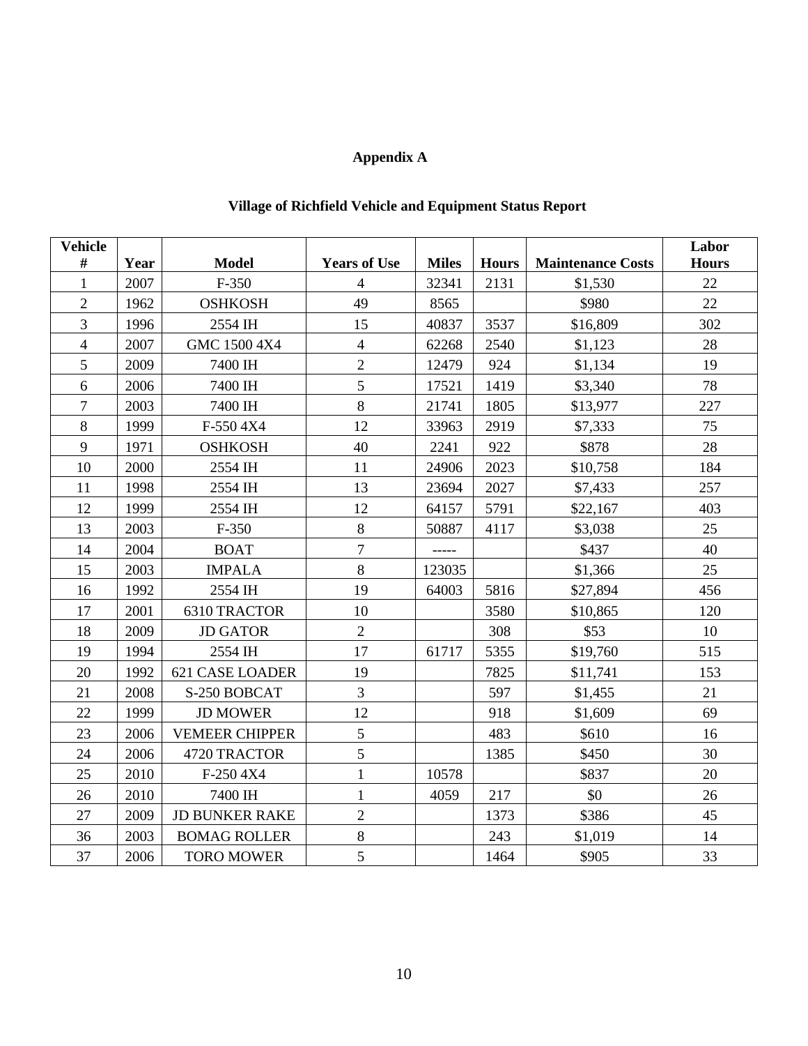# Appendix A

## Village of Richfield Vehicle and Equipment Status Report

| Vehicle # | Year | Model | Years of Use | Miles | Hours | Maintenance Costs | Labor Hours |
|---|---|---|---|---|---|---|---|
| 1 | 2007 | F-350 | 4 | 32341 | 2131 | $1,530 | 22 |
| 2 | 1962 | OSHKOSH | 49 | 8565 | | $980 | 22 |
| 3 | 1996 | 2554 IH | 15 | 40837 | 3537 | $16,809 | 302 |
| 4 | 2007 | GMC 1500 4X4 | 4 | 62268 | 2540 | $1,123 | 28 |
| 5 | 2009 | 7400 IH | 2 | 12479 | 924 | $1,134 | 19 |
| 6 | 2006 | 7400 IH | 5 | 17521 | 1419 | $3,340 | 78 |
| 7 | 2003 | 7400 IH | 8 | 21741 | 1805 | $13,977 | 227 |
| 8 | 1999 | F-550 4X4 | 12 | 33963 | 2919 | $7,333 | 75 |
| 9 | 1971 | OSHKOSH | 40 | 2241 | 922 | $878 | 28 |
| 10 | 2000 | 2554 IH | 11 | 24906 | 2023 | $10,758 | 184 |
| 11 | 1998 | 2554 IH | 13 | 23694 | 2027 | $7,433 | 257 |
| 12 | 1999 | 2554 IH | 12 | 64157 | 5791 | $22,167 | 403 |
| 13 | 2003 | F-350 | 8 | 50887 | 4117 | $3,038 | 25 |
| 14 | 2004 | BOAT | 7 | ----- | | $437 | 40 |
| 15 | 2003 | IMPALA | 8 | 123035 | | $1,366 | 25 |
| 16 | 1992 | 2554 IH | 19 | 64003 | 5816 | $27,894 | 456 |
| 17 | 2001 | 6310 TRACTOR | 10 | | 3580 | $10,865 | 120 |
| 18 | 2009 | JD GATOR | 2 | | 308 | $53 | 10 |
| 19 | 1994 | 2554 IH | 17 | 61717 | 5355 | $19,760 | 515 |
| 20 | 1992 | 621 CASE LOADER | 19 | | 7825 | $11,741 | 153 |
| 21 | 2008 | S-250 BOBCAT | 3 | | 597 | $1,455 | 21 |
| 22 | 1999 | JD MOWER | 12 | | 918 | $1,609 | 69 |
| 23 | 2006 | VEMEER CHIPPER | 5 | | 483 | $610 | 16 |
| 24 | 2006 | 4720 TRACTOR | 5 | | 1385 | $450 | 30 |
| 25 | 2010 | F-250 4X4 | 1 | 10578 | | $837 | 20 |
| 26 | 2010 | 7400 IH | 1 | 4059 | 217 | $0 | 26 |
| 27 | 2009 | JD BUNKER RAKE | 2 | | 1373 | $386 | 45 |
| 36 | 2003 | BOMAG ROLLER | 8 | | 243 | $1,019 | 14 |
| 37 | 2006 | TORO MOWER | 5 | | 1464 | $905 | 33 |